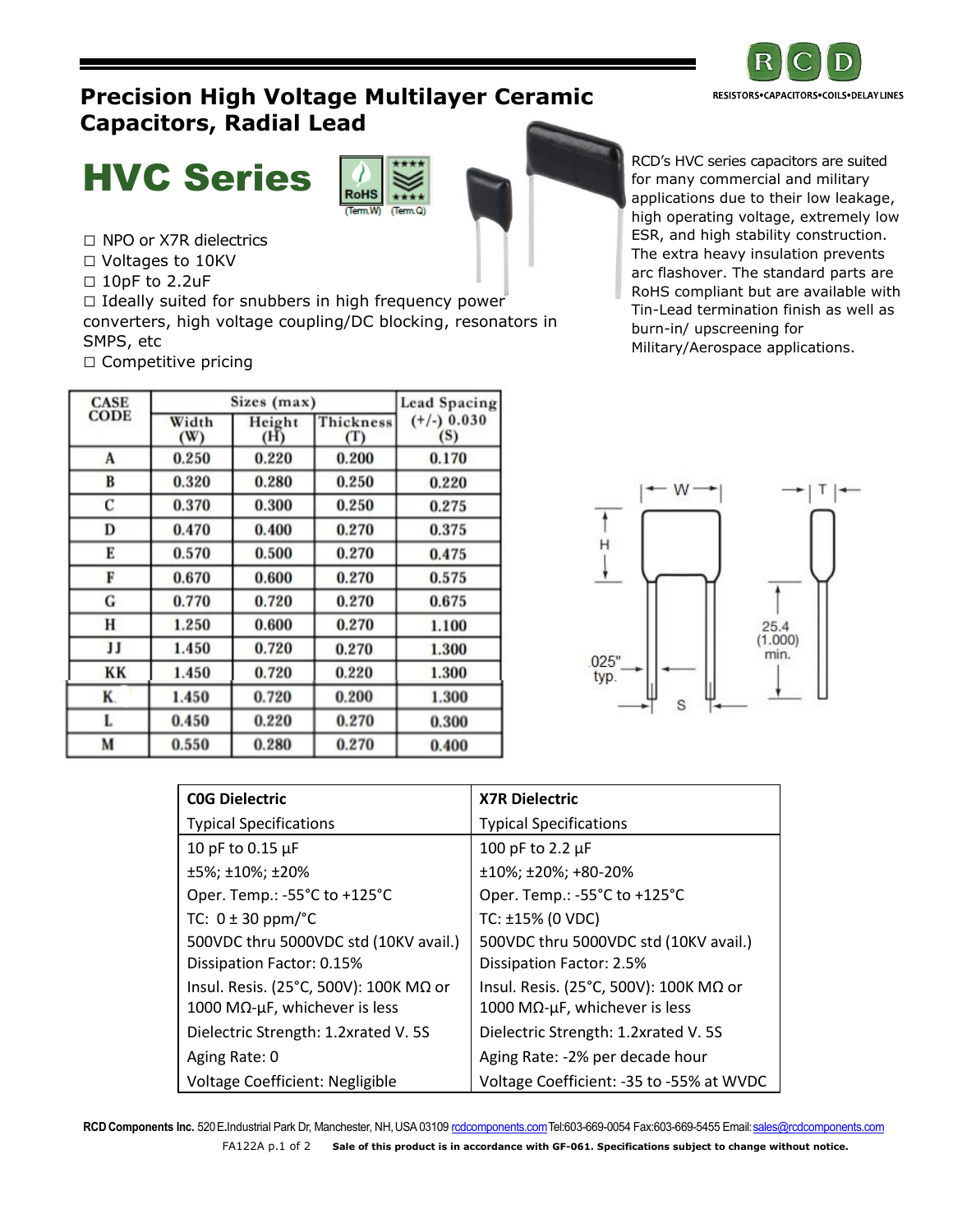# Precision High Voltage Multilayer Ceramic Capacitors, Radial Lead

RCD — RESISTORS•CAPACITORS•COILS•DELAY LINES

## HVC Series

RoHS (Term.W) (Term.Q)

- ☐ NPO or X7R dielectrics
- ☐ Voltages to 10KV
- ☐ 10pF to 2.2uF
- ☐ Ideally suited for snubbers in high frequency power converters, high voltage coupling/DC blocking, resonators in SMPS, etc
- ☐ Competitive pricing

RCD's HVC series capacitors are suited for many commercial and military applications due to their low leakage, high operating voltage, extremely low ESR, and high stability construction. The extra heavy insulation prevents arc flashover. The standard parts are RoHS compliant but are available with Tin-Lead termination finish as well as burn-in/ upscreening for Military/Aerospace applications.

| CASE CODE | Sizes (max) | | | Lead Spacing (+/-) 0.030 (S) |
|---|---|---|---|---|
| | Width (W) | Height (H) | Thickness (T) | |
| A | 0.250 | 0.220 | 0.200 | 0.170 |
| B | 0.320 | 0.280 | 0.250 | 0.220 |
| C | 0.370 | 0.300 | 0.250 | 0.275 |
| D | 0.470 | 0.400 | 0.270 | 0.375 |
| E | 0.570 | 0.500 | 0.270 | 0.475 |
| F | 0.670 | 0.600 | 0.270 | 0.575 |
| G | 0.770 | 0.720 | 0.270 | 0.675 |
| H | 1.250 | 0.600 | 0.270 | 1.100 |
| JJ | 1.450 | 0.720 | 0.270 | 1.300 |
| KK | 1.450 | 0.720 | 0.220 | 1.300 |
| K | 1.450 | 0.720 | 0.200 | 1.300 |
| L | 0.450 | 0.220 | 0.270 | 0.300 |
| M | 0.550 | 0.280 | 0.270 | 0.400 |

W, H, T, .025" typ., S, 25.4 (1.000) min.

| C0G Dielectric<br>Typical Specifications | X7R Dielectric<br>Typical Specifications |
|---|---|
| 10 pF to 0.15 µF | 100 pF to 2.2 µF |
| ±5%; ±10%; ±20% | ±10%; ±20%; +80-20% |
| Oper. Temp.: -55°C to +125°C | Oper. Temp.: -55°C to +125°C |
| TC: 0 ± 30 ppm/°C | TC: ±15% (0 VDC) |
| 500VDC thru 5000VDC std (10KV avail.) | 500VDC thru 5000VDC std (10KV avail.) |
| Dissipation Factor: 0.15% | Dissipation Factor: 2.5% |
| Insul. Resis. (25°C, 500V): 100K MΩ or 1000 MΩ-µF, whichever is less | Insul. Resis. (25°C, 500V): 100K MΩ or 1000 MΩ-µF, whichever is less |
| Dielectric Strength: 1.2xrated V. 5S | Dielectric Strength: 1.2xrated V. 5S |
| Aging Rate: 0 | Aging Rate: -2% per decade hour |
| Voltage Coefficient: Negligible | Voltage Coefficient: -35 to -55% at WVDC |

**RCD Components Inc.** 520 E.Industrial Park Dr, Manchester, NH, USA 03109 rcdcomponents.com Tel:603-669-0054 Fax:603-669-5455 Email: sales@rcdcomponents.com

FA122A **Sale of this product is in accordance with GF-061. Specifications subject to change without notice.**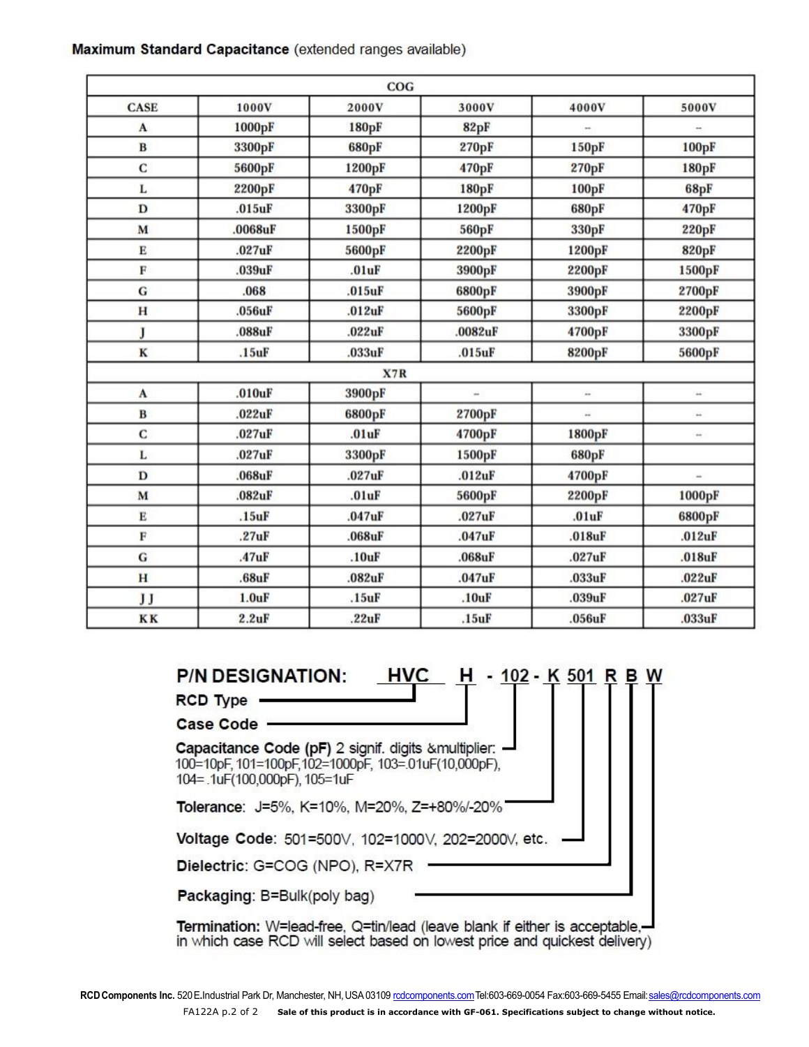**Maximum Standard Capacitance** (extended ranges available)

| COG | | | | | |
|---|---|---|---|---|---|
| CASE | 1000V | 2000V | 3000V | 4000V | 5000V |
| A | 1000pF | 180pF | 82pF | -- | -- |
| B | 3300pF | 680pF | 270pF | 150pF | 100pF |
| C | 5600pF | 1200pF | 470pF | 270pF | 180pF |
| L | 2200pF | 470pF | 180pF | 100pF | 68pF |
| D | .015uF | 3300pF | 1200pF | 680pF | 470pF |
| M | .0068uF | 1500pF | 560pF | 330pF | 220pF |
| E | .027uF | 5600pF | 2200pF | 1200pF | 820pF |
| F | .039uF | .01uF | 3900pF | 2200pF | 1500pF |
| G | .068 | .015uF | 6800pF | 3900pF | 2700pF |
| H | .056uF | .012uF | 5600pF | 3300pF | 2200pF |
| J | .088uF | .022uF | .0082uF | 4700pF | 3300pF |
| K | .15uF | .033uF | .015uF | 8200pF | 5600pF |
| X7R | | | | | |
| A | .010uF | 3900pF | -- | -- | -- |
| B | .022uF | 6800pF | 2700pF | -- | -- |
| C | .027uF | .01uF | 4700pF | 1800pF | -- |
| L | .027uF | 3300pF | 1500pF | 680pF | |
| D | .068uF | .027uF | .012uF | 4700pF | -- |
| M | .082uF | .01uF | 5600pF | 2200pF | 1000pF |
| E | .15uF | .047uF | .027uF | .01uF | 6800pF |
| F | .27uF | .068uF | .047uF | .018uF | .012uF |
| G | .47uF | .10uF | .068uF | .027uF | .018uF |
| H | .68uF | .082uF | .047uF | .033uF | .022uF |
| JJ | 1.0uF | .15uF | .10uF | .039uF | .027uF |
| KK | 2.2uF | .22uF | .15uF | .056uF | .033uF |

**P/N DESIGNATION:** HVC H - 102 - K 501 R B W

**RCD Type** — HVC

**Case Code** — H

**Capacitance Code (pF)** 2 signif. digits &multiplier: 100=10pF, 101=100pF, 102=1000pF, 103=.01uF(10,000pF), 104=.1uF(100,000pF), 105=1uF

**Tolerance**: J=5%, K=10%, M=20%, Z=+80%/-20%

**Voltage Code**: 501=500V, 102=1000V, 202=2000V, etc.

**Dielectric**: G=COG (NPO), R=X7R

**Packaging**: B=Bulk(poly bag)

**Termination**: W=lead-free, Q=tin/lead (leave blank if either is acceptable, in which case RCD will select based on lowest price and quickest delivery)

**RCD Components Inc.** 520 E.Industrial Park Dr, Manchester, NH, USA 03109 rcdcomponents.com Tel:603-669-0054 Fax:603-669-5455 Email: sales@rcdcomponents.com

FA122A **Sale of this product is in accordance with GF-061. Specifications subject to change without notice.**